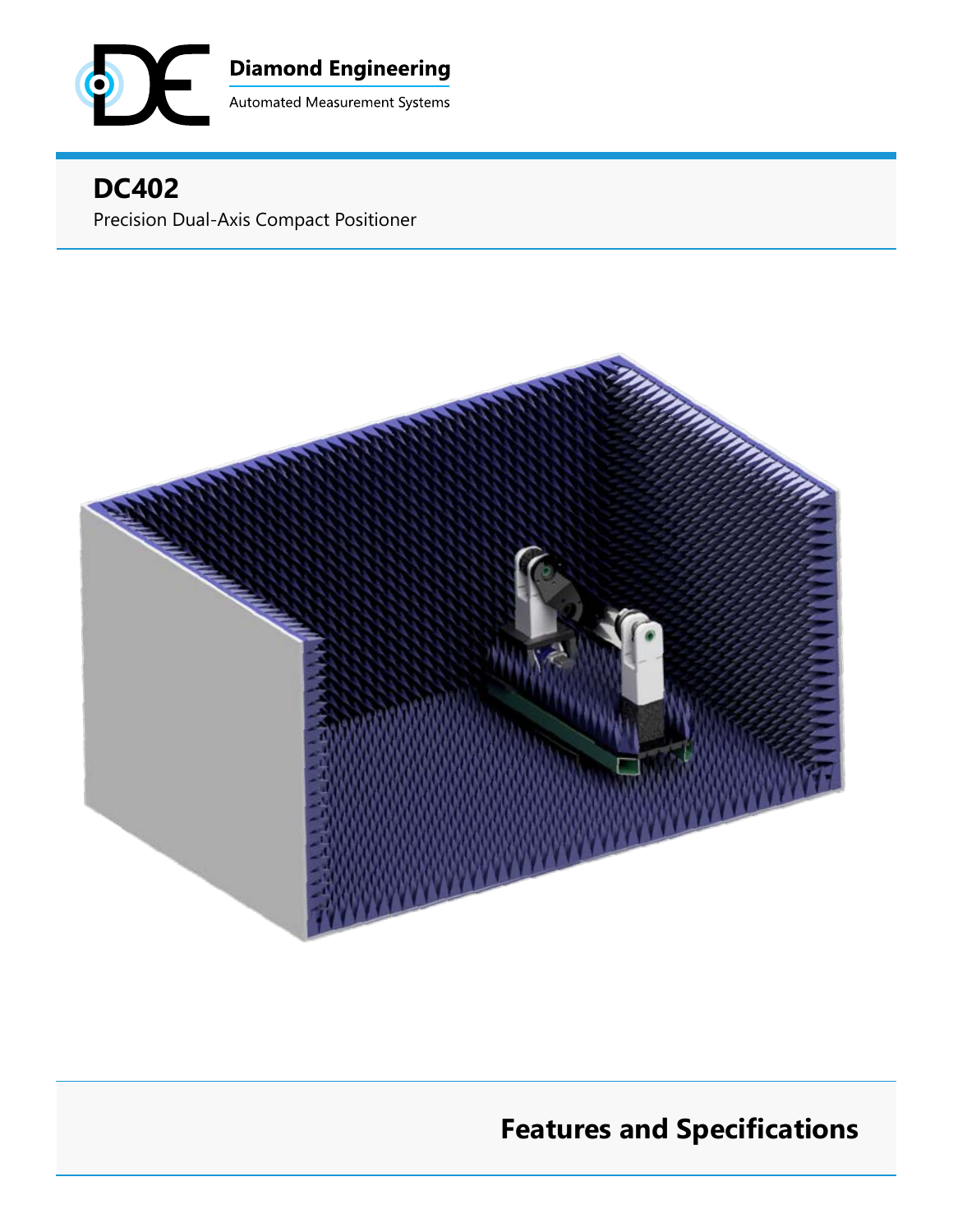**Diamond Engineering**

Automated Measurement Systems

# DC402

Precision Dual-Axis Compact Positioner

## Features and Specifications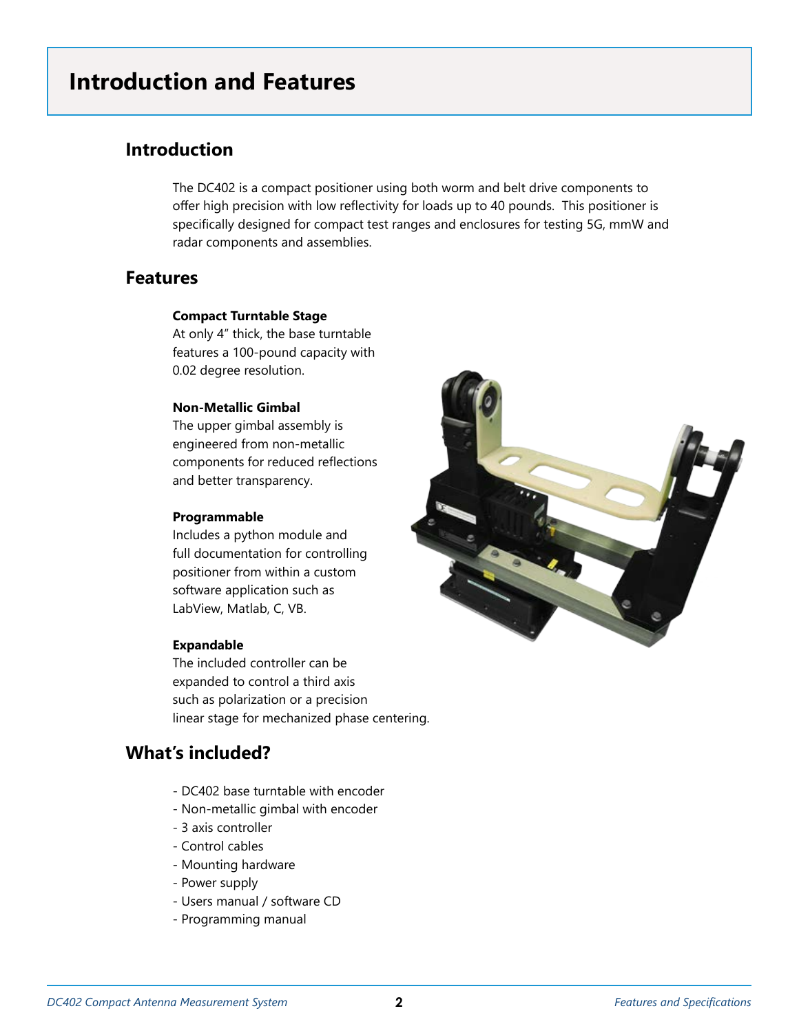# Introduction and Features

## Introduction

The DC402 is a compact positioner using both worm and belt drive components to offer high precision with low reflectivity for loads up to 40 pounds. This positioner is specifically designed for compact test ranges and enclosures for testing 5G, mmW and radar components and assemblies.

## Features

**Compact Turntable Stage**
At only 4″ thick, the base turntable features a 100-pound capacity with 0.02 degree resolution.

**Non-Metallic Gimbal**
The upper gimbal assembly is engineered from non-metallic components for reduced reflections and better transparency.

**Programmable**
Includes a python module and full documentation for controlling positioner from within a custom software application such as LabView, Matlab, C, VB.

**Expandable**
The included controller can be expanded to control a third axis such as polarization or a precision linear stage for mechanized phase centering.

## What's included?

- DC402 base turntable with encoder
- Non-metallic gimbal with encoder
- 3 axis controller
- Control cables
- Mounting hardware
- Power supply
- Users manual / software CD
- Programming manual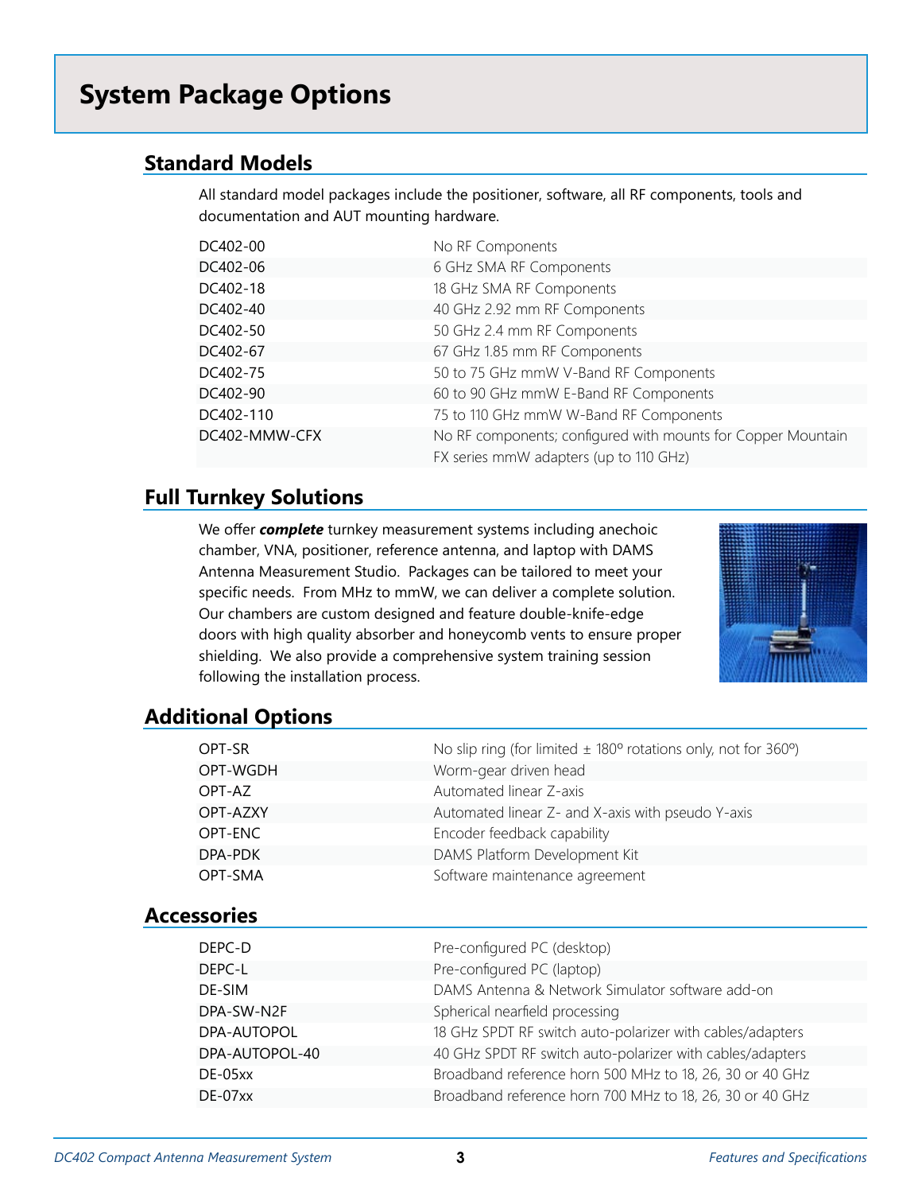# System Package Options

## Standard Models

All standard model packages include the positioner, software, all RF components, tools and documentation and AUT mounting hardware.

| | |
|---|---|
| DC402-00 | No RF Components |
| DC402-06 | 6 GHz SMA RF Components |
| DC402-18 | 18 GHz SMA RF Components |
| DC402-40 | 40 GHz 2.92 mm RF Components |
| DC402-50 | 50 GHz 2.4 mm RF Components |
| DC402-67 | 67 GHz 1.85 mm RF Components |
| DC402-75 | 50 to 75 GHz mmW V-Band RF Components |
| DC402-90 | 60 to 90 GHz mmW E-Band RF Components |
| DC402-110 | 75 to 110 GHz mmW W-Band RF Components |
| DC402-MMW-CFX | No RF components; configured with mounts for Copper Mountain FX series mmW adapters (up to 110 GHz) |

## Full Turnkey Solutions

We offer ***complete*** turnkey measurement systems including anechoic chamber, VNA, positioner, reference antenna, and laptop with DAMS Antenna Measurement Studio. Packages can be tailored to meet your specific needs. From MHz to mmW, we can deliver a complete solution. Our chambers are custom designed and feature double-knife-edge doors with high quality absorber and honeycomb vents to ensure proper shielding. We also provide a comprehensive system training session following the installation process.

## Additional Options

| | |
|---|---|
| OPT-SR | No slip ring (for limited ± 180º rotations only, not for 360º) |
| OPT-WGDH | Worm-gear driven head |
| OPT-AZ | Automated linear Z-axis |
| OPT-AZXY | Automated linear Z- and X-axis with pseudo Y-axis |
| OPT-ENC | Encoder feedback capability |
| DPA-PDK | DAMS Platform Development Kit |
| OPT-SMA | Software maintenance agreement |

## Accessories

| | |
|---|---|
| DEPC-D | Pre-configured PC (desktop) |
| DEPC-L | Pre-configured PC (laptop) |
| DE-SIM | DAMS Antenna & Network Simulator software add-on |
| DPA-SW-N2F | Spherical nearfield processing |
| DPA-AUTOPOL | 18 GHz SPDT RF switch auto-polarizer with cables/adapters |
| DPA-AUTOPOL-40 | 40 GHz SPDT RF switch auto-polarizer with cables/adapters |
| DE-05xx | Broadband reference horn 500 MHz to 18, 26, 30 or 40 GHz |
| DE-07xx | Broadband reference horn 700 MHz to 18, 26, 30 or 40 GHz |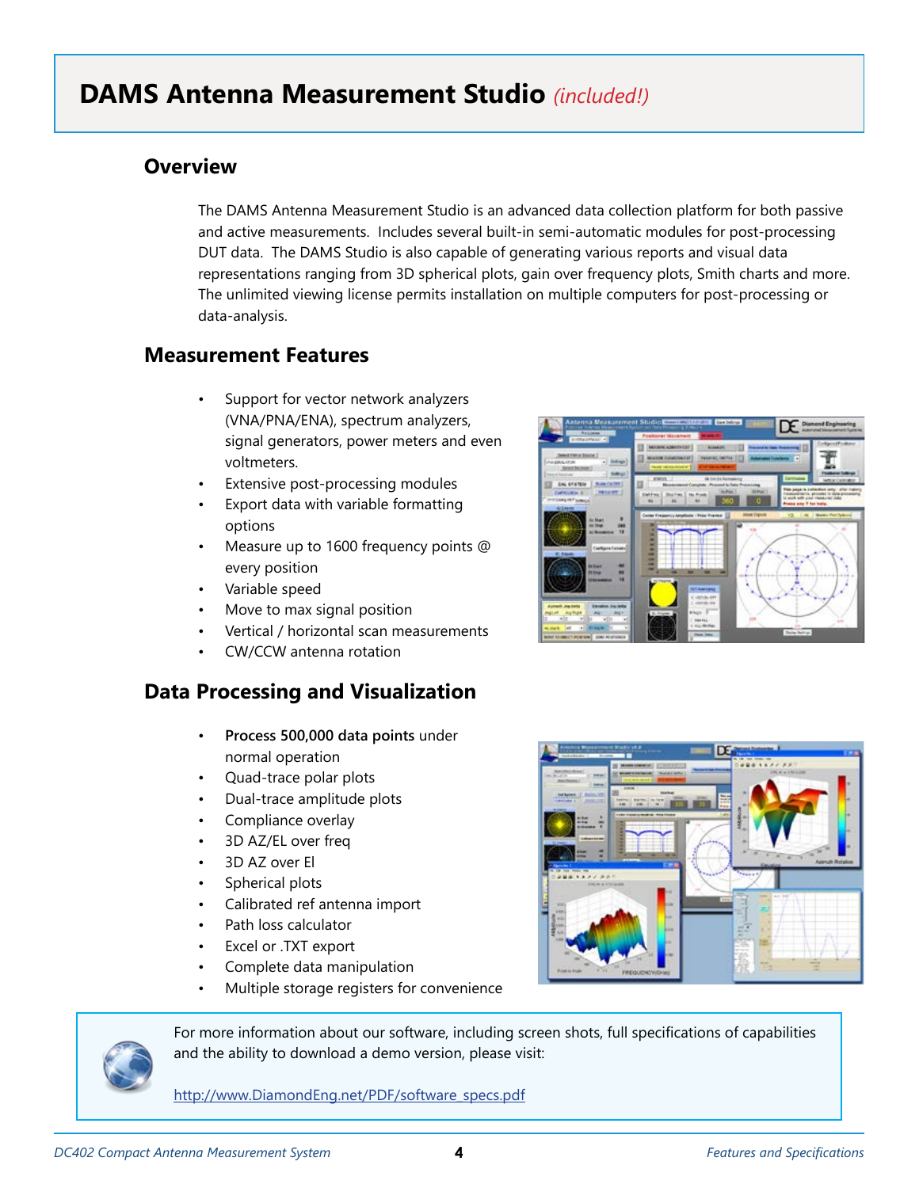# DAMS Antenna Measurement Studio *(included!)*

## Overview

The DAMS Antenna Measurement Studio is an advanced data collection platform for both passive and active measurements. Includes several built-in semi-automatic modules for post-processing DUT data. The DAMS Studio is also capable of generating various reports and visual data representations ranging from 3D spherical plots, gain over frequency plots, Smith charts and more. The unlimited viewing license permits installation on multiple computers for post-processing or data-analysis.

## Measurement Features

- Support for vector network analyzers (VNA/PNA/ENA), spectrum analyzers, signal generators, power meters and even voltmeters.
- Extensive post-processing modules
- Export data with variable formatting options
- Measure up to 1600 frequency points @ every position
- Variable speed
- Move to max signal position
- Vertical / horizontal scan measurements
- CW/CCW antenna rotation

## Data Processing and Visualization

- **Process 500,000 data points** under normal operation
- Quad-trace polar plots
- Dual-trace amplitude plots
- Compliance overlay
- 3D AZ/EL over freq
- 3D AZ over El
- Spherical plots
- Calibrated ref antenna import
- Path loss calculator
- Excel or .TXT export
- Complete data manipulation
- Multiple storage registers for convenience

For more information about our software, including screen shots, full specifications of capabilities and the ability to download a demo version, please visit:

http://www.DiamondEng.net/PDF/software_specs.pdf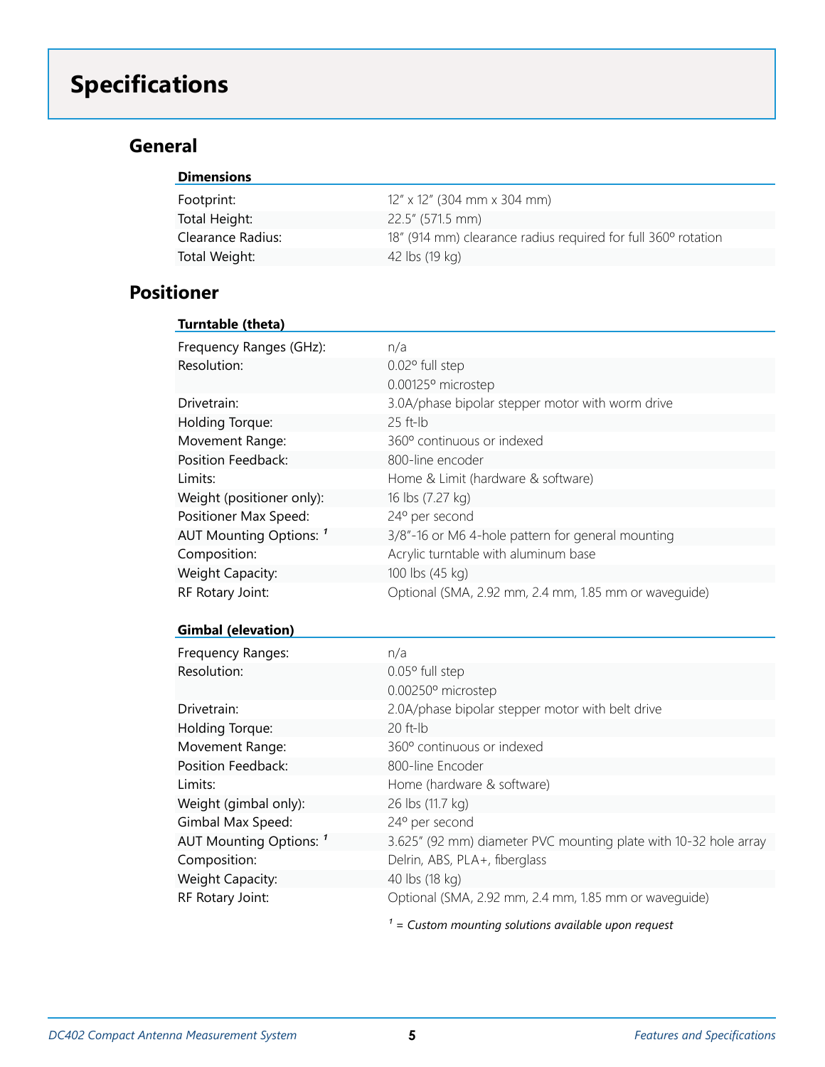# Specifications

## General

| Dimensions | |
|---|---|
| Footprint: | 12" x 12" (304 mm x 304 mm) |
| Total Height: | 22.5" (571.5 mm) |
| Clearance Radius: | 18" (914 mm) clearance radius required for full 360º rotation |
| Total Weight: | 42 lbs (19 kg) |

## Positioner

| Turntable (theta) | |
|---|---|
| Frequency Ranges (GHz): | n/a |
| Resolution: | 0.02º full step<br>0.00125º microstep |
| Drivetrain: | 3.0A/phase bipolar stepper motor with worm drive |
| Holding Torque: | 25 ft-lb |
| Movement Range: | 360º continuous or indexed |
| Position Feedback: | 800-line encoder |
| Limits: | Home & Limit (hardware & software) |
| Weight (positioner only): | 16 lbs (7.27 kg) |
| Positioner Max Speed: | 24º per second |
| AUT Mounting Options: [1] | 3/8"-16 or M6 4-hole pattern for general mounting |
| Composition: | Acrylic turntable with aluminum base |
| Weight Capacity: | 100 lbs (45 kg) |
| RF Rotary Joint: | Optional (SMA, 2.92 mm, 2.4 mm, 1.85 mm or waveguide) |

| Gimbal (elevation) | |
|---|---|
| Frequency Ranges: | n/a |
| Resolution: | 0.05º full step<br>0.00250º microstep |
| Drivetrain: | 2.0A/phase bipolar stepper motor with belt drive |
| Holding Torque: | 20 ft-lb |
| Movement Range: | 360º continuous or indexed |
| Position Feedback: | 800-line Encoder |
| Limits: | Home (hardware & software) |
| Weight (gimbal only): | 26 lbs (11.7 kg) |
| Gimbal Max Speed: | 24º per second |
| AUT Mounting Options: [1] | 3.625" (92 mm) diameter PVC mounting plate with 10-32 hole array |
| Composition: | Delrin, ABS, PLA+, fiberglass |
| Weight Capacity: | 40 lbs (18 kg) |
| RF Rotary Joint: | Optional (SMA, 2.92 mm, 2.4 mm, 1.85 mm or waveguide) |

*[1] = Custom mounting solutions available upon request*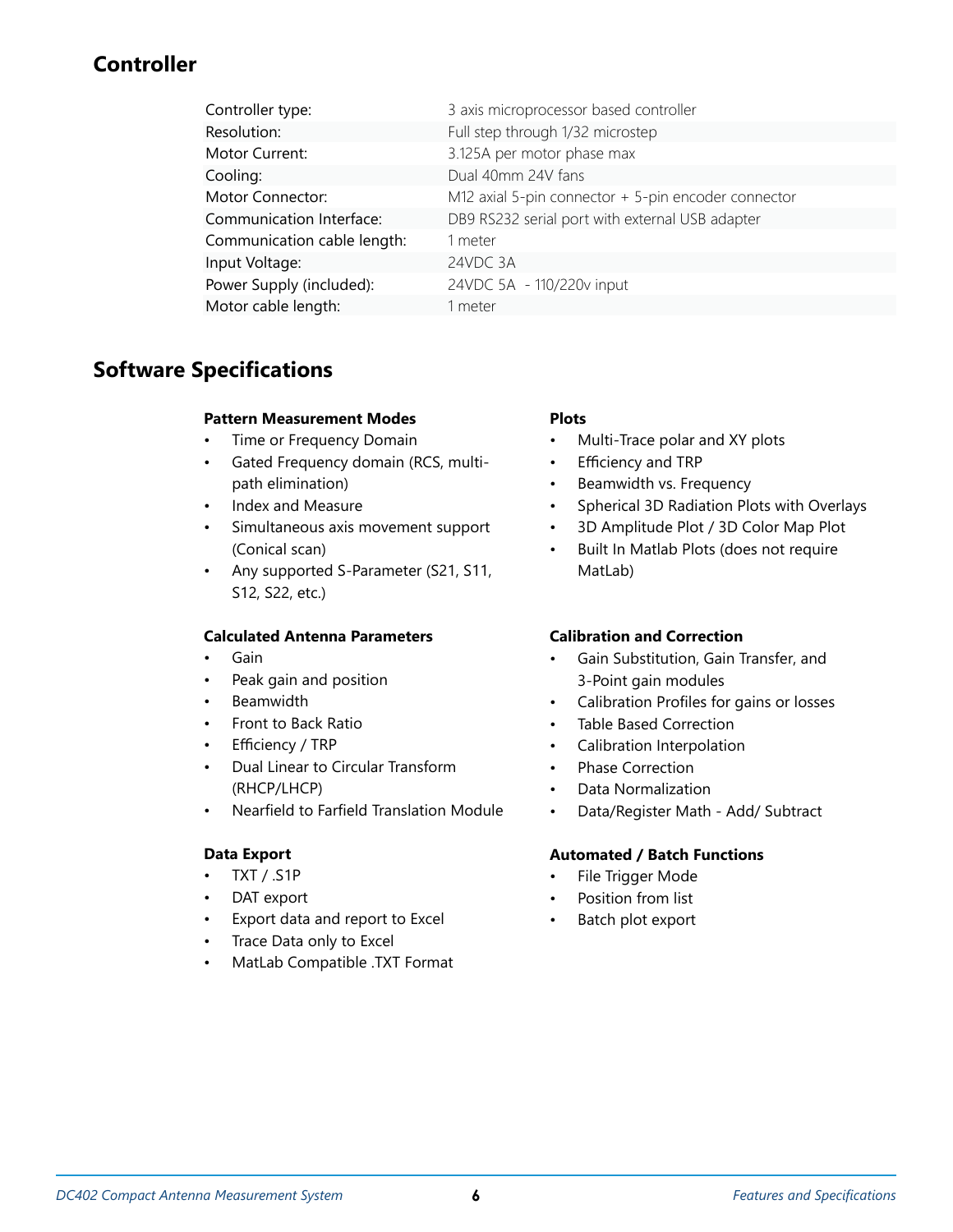## Controller

| | |
|---|---|
| Controller type: | 3 axis microprocessor based controller |
| Resolution: | Full step through 1/32 microstep |
| Motor Current: | 3.125A per motor phase max |
| Cooling: | Dual 40mm 24V fans |
| Motor Connector: | M12 axial 5-pin connector + 5-pin encoder connector |
| Communication Interface: | DB9 RS232 serial port with external USB adapter |
| Communication cable length: | 1 meter |
| Input Voltage: | 24VDC 3A |
| Power Supply (included): | 24VDC 5A - 110/220v input |
| Motor cable length: | 1 meter |

## Software Specifications

**Pattern Measurement Modes**

- Time or Frequency Domain
- Gated Frequency domain (RCS, multi-path elimination)
- Index and Measure
- Simultaneous axis movement support (Conical scan)
- Any supported S-Parameter (S21, S11, S12, S22, etc.)

**Calculated Antenna Parameters**

- Gain
- Peak gain and position
- Beamwidth
- Front to Back Ratio
- Efficiency / TRP
- Dual Linear to Circular Transform (RHCP/LHCP)
- Nearfield to Farfield Translation Module

**Data Export**

- TXT / .S1P
- DAT export
- Export data and report to Excel
- Trace Data only to Excel
- MatLab Compatible .TXT Format

**Plots**

- Multi-Trace polar and XY plots
- Efficiency and TRP
- Beamwidth vs. Frequency
- Spherical 3D Radiation Plots with Overlays
- 3D Amplitude Plot / 3D Color Map Plot
- Built In Matlab Plots (does not require MatLab)

**Calibration and Correction**

- Gain Substitution, Gain Transfer, and 3-Point gain modules
- Calibration Profiles for gains or losses
- Table Based Correction
- Calibration Interpolation
- Phase Correction
- Data Normalization
- Data/Register Math - Add/ Subtract

**Automated / Batch Functions**

- File Trigger Mode
- Position from list
- Batch plot export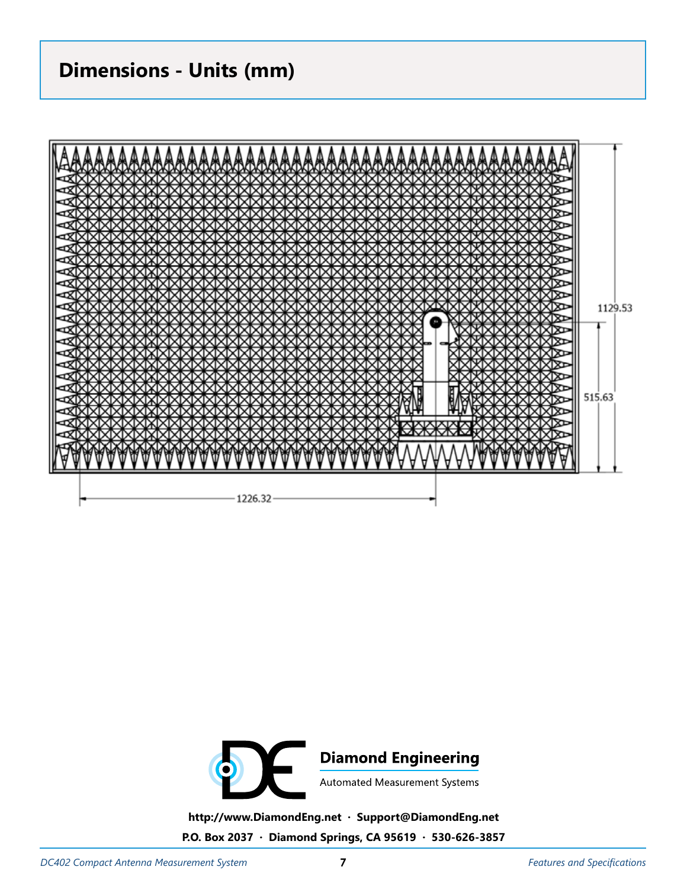# Dimensions - Units (mm)

1129.53

515.63

1226.32

**Diamond Engineering**

Automated Measurement Systems

**http://www.DiamondEng.net · Support@DiamondEng.net**

**P.O. Box 2037 · Diamond Springs, CA 95619 · 530-626-3857**